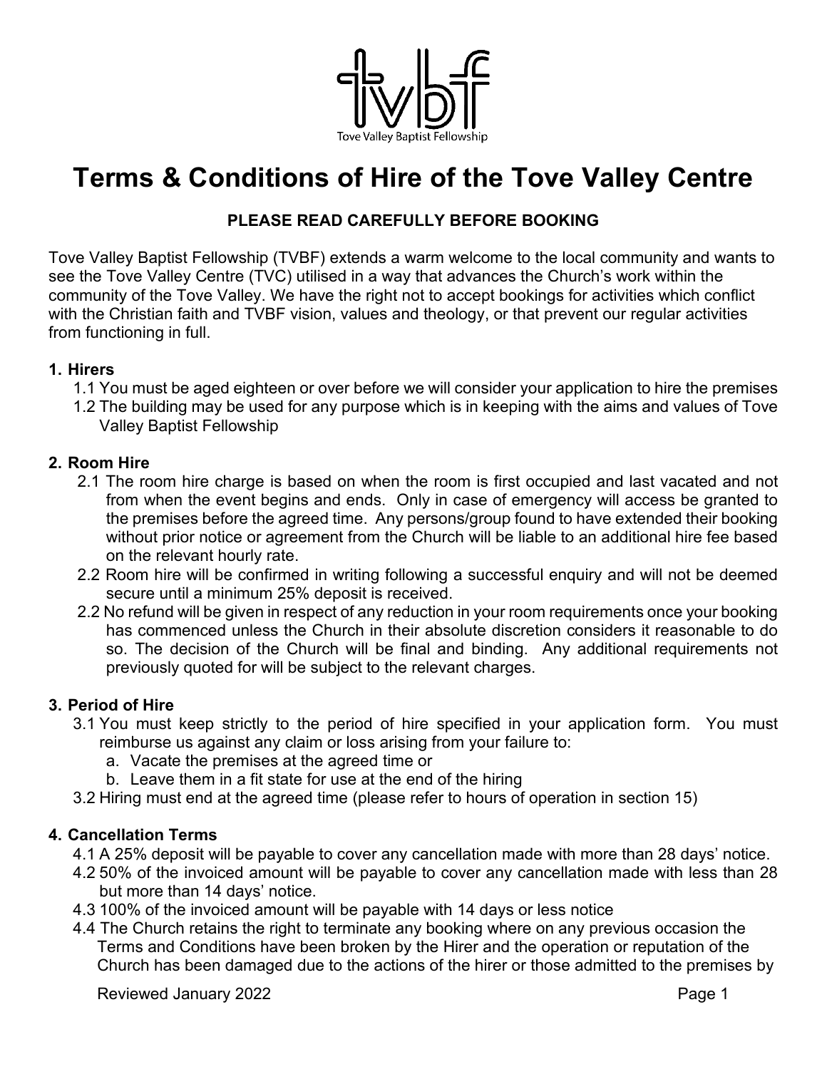Tove Valley Baptist Fellowship

# Terms & Conditions of Hire of the Tove Valley Centre

**PLEASE READ CAREFULLY BEFORE BOOKING**

Tove Valley Baptist Fellowship (TVBF) extends a warm welcome to the local community and wants to see the Tove Valley Centre (TVC) utilised in a way that advances the Church's work within the community of the Tove Valley. We have the right not to accept bookings for activities which conflict with the Christian faith and TVBF vision, values and theology, or that prevent our regular activities from functioning in full.

### 1. Hirers

1.1 You must be aged eighteen or over before we will consider your application to hire the premises

1.2 The building may be used for any purpose which is in keeping with the aims and values of Tove Valley Baptist Fellowship

### 2. Room Hire

2.1 The room hire charge is based on when the room is first occupied and last vacated and not from when the event begins and ends. Only in case of emergency will access be granted to the premises before the agreed time. Any persons/group found to have extended their booking without prior notice or agreement from the Church will be liable to an additional hire fee based on the relevant hourly rate.

2.2 Room hire will be confirmed in writing following a successful enquiry and will not be deemed secure until a minimum 25% deposit is received.

2.2 No refund will be given in respect of any reduction in your room requirements once your booking has commenced unless the Church in their absolute discretion considers it reasonable to do so. The decision of the Church will be final and binding. Any additional requirements not previously quoted for will be subject to the relevant charges.

### 3. Period of Hire

3.1 You must keep strictly to the period of hire specified in your application form. You must reimburse us against any claim or loss arising from your failure to:

a. Vacate the premises at the agreed time or
b. Leave them in a fit state for use at the end of the hiring

3.2 Hiring must end at the agreed time (please refer to hours of operation in section 15)

### 4. Cancellation Terms

4.1 A 25% deposit will be payable to cover any cancellation made with more than 28 days' notice.

4.2 50% of the invoiced amount will be payable to cover any cancellation made with less than 28 but more than 14 days' notice.

4.3 100% of the invoiced amount will be payable with 14 days or less notice

4.4 The Church retains the right to terminate any booking where on any previous occasion the Terms and Conditions have been broken by the Hirer and the operation or reputation of the Church has been damaged due to the actions of the hirer or those admitted to the premises by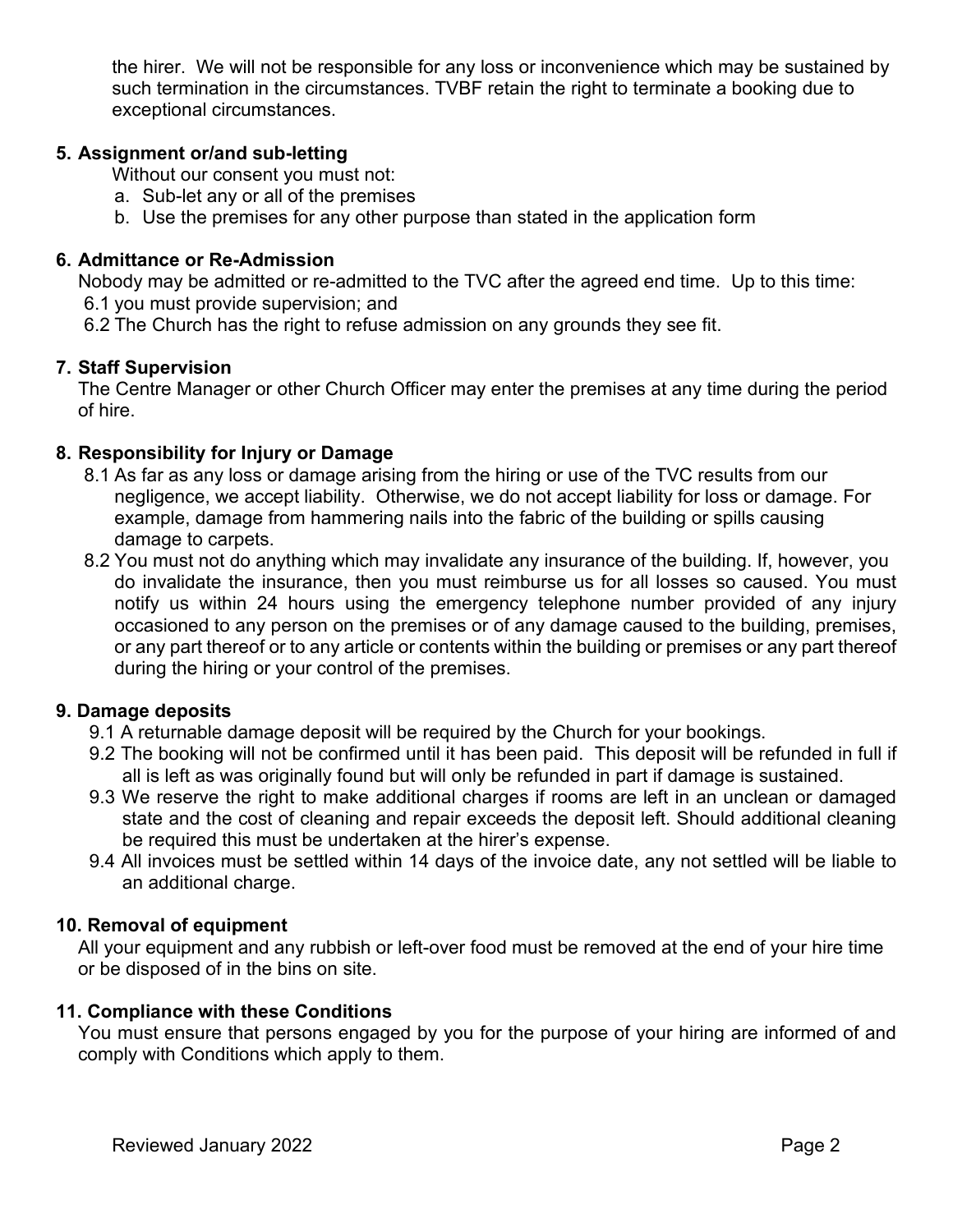the hirer. We will not be responsible for any loss or inconvenience which may be sustained by such termination in the circumstances. TVBF retain the right to terminate a booking due to exceptional circumstances.

**5. Assignment or/and sub-letting**

Without our consent you must not:

a. Sub-let any or all of the premises
b. Use the premises for any other purpose than stated in the application form

**6. Admittance or Re-Admission**

Nobody may be admitted or re-admitted to the TVC after the agreed end time. Up to this time:

6.1 you must provide supervision; and
6.2 The Church has the right to refuse admission on any grounds they see fit.

**7. Staff Supervision**

The Centre Manager or other Church Officer may enter the premises at any time during the period of hire.

**8. Responsibility for Injury or Damage**

8.1 As far as any loss or damage arising from the hiring or use of the TVC results from our negligence, we accept liability. Otherwise, we do not accept liability for loss or damage. For example, damage from hammering nails into the fabric of the building or spills causing damage to carpets.

8.2 You must not do anything which may invalidate any insurance of the building. If, however, you do invalidate the insurance, then you must reimburse us for all losses so caused. You must notify us within 24 hours using the emergency telephone number provided of any injury occasioned to any person on the premises or of any damage caused to the building, premises, or any part thereof or to any article or contents within the building or premises or any part thereof during the hiring or your control of the premises.

**9. Damage deposits**

9.1 A returnable damage deposit will be required by the Church for your bookings.

9.2 The booking will not be confirmed until it has been paid. This deposit will be refunded in full if all is left as was originally found but will only be refunded in part if damage is sustained.

9.3 We reserve the right to make additional charges if rooms are left in an unclean or damaged state and the cost of cleaning and repair exceeds the deposit left. Should additional cleaning be required this must be undertaken at the hirer's expense.

9.4 All invoices must be settled within 14 days of the invoice date, any not settled will be liable to an additional charge.

**10. Removal of equipment**

All your equipment and any rubbish or left-over food must be removed at the end of your hire time or be disposed of in the bins on site.

**11. Compliance with these Conditions**

You must ensure that persons engaged by you for the purpose of your hiring are informed of and comply with Conditions which apply to them.

Reviewed January 2022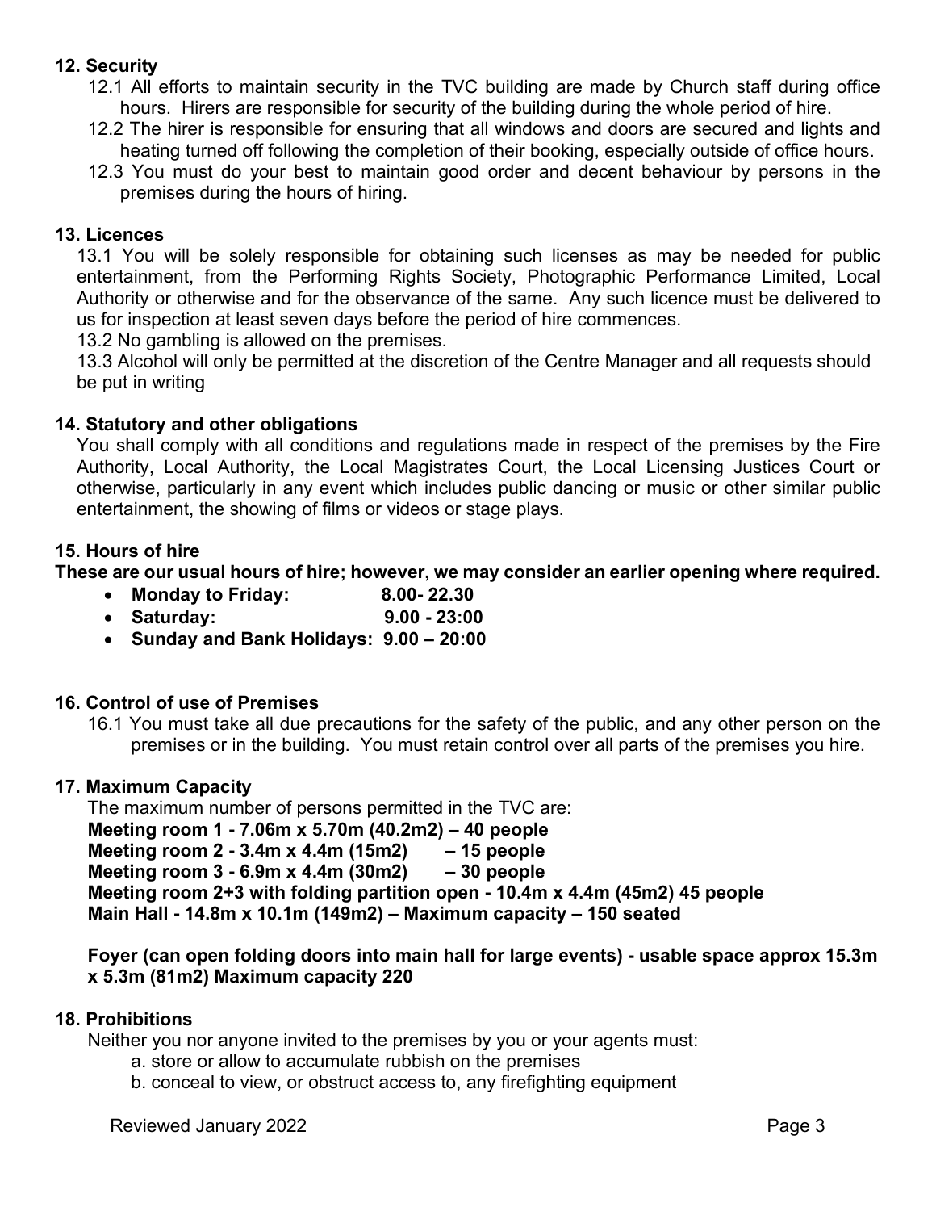## 12. Security

12.1 All efforts to maintain security in the TVC building are made by Church staff during office hours. Hirers are responsible for security of the building during the whole period of hire.

12.2 The hirer is responsible for ensuring that all windows and doors are secured and lights and heating turned off following the completion of their booking, especially outside of office hours.

12.3 You must do your best to maintain good order and decent behaviour by persons in the premises during the hours of hiring.

## 13. Licences

13.1 You will be solely responsible for obtaining such licenses as may be needed for public entertainment, from the Performing Rights Society, Photographic Performance Limited, Local Authority or otherwise and for the observance of the same. Any such licence must be delivered to us for inspection at least seven days before the period of hire commences.

13.2 No gambling is allowed on the premises.

13.3 Alcohol will only be permitted at the discretion of the Centre Manager and all requests should be put in writing

## 14. Statutory and other obligations

You shall comply with all conditions and regulations made in respect of the premises by the Fire Authority, Local Authority, the Local Magistrates Court, the Local Licensing Justices Court or otherwise, particularly in any event which includes public dancing or music or other similar public entertainment, the showing of films or videos or stage plays.

## 15. Hours of hire

**These are our usual hours of hire; however, we may consider an earlier opening where required.**

- **Monday to Friday: 8.00- 22.30**
- **Saturday: 9.00 - 23:00**
- **Sunday and Bank Holidays: 9.00 – 20:00**

## 16. Control of use of Premises

16.1 You must take all due precautions for the safety of the public, and any other person on the premises or in the building. You must retain control over all parts of the premises you hire.

## 17. Maximum Capacity

The maximum number of persons permitted in the TVC are:

**Meeting room 1 - 7.06m x 5.70m (40.2m2) – 40 people**
**Meeting room 2 - 3.4m x 4.4m (15m2) – 15 people**
**Meeting room 3 - 6.9m x 4.4m (30m2) – 30 people**
**Meeting room 2+3 with folding partition open - 10.4m x 4.4m (45m2) 45 people**
**Main Hall - 14.8m x 10.1m (149m2) – Maximum capacity – 150 seated**

**Foyer (can open folding doors into main hall for large events) - usable space approx 15.3m x 5.3m (81m2) Maximum capacity 220**

## 18. Prohibitions

Neither you nor anyone invited to the premises by you or your agents must:

a. store or allow to accumulate rubbish on the premises

b. conceal to view, or obstruct access to, any firefighting equipment

Reviewed January 2022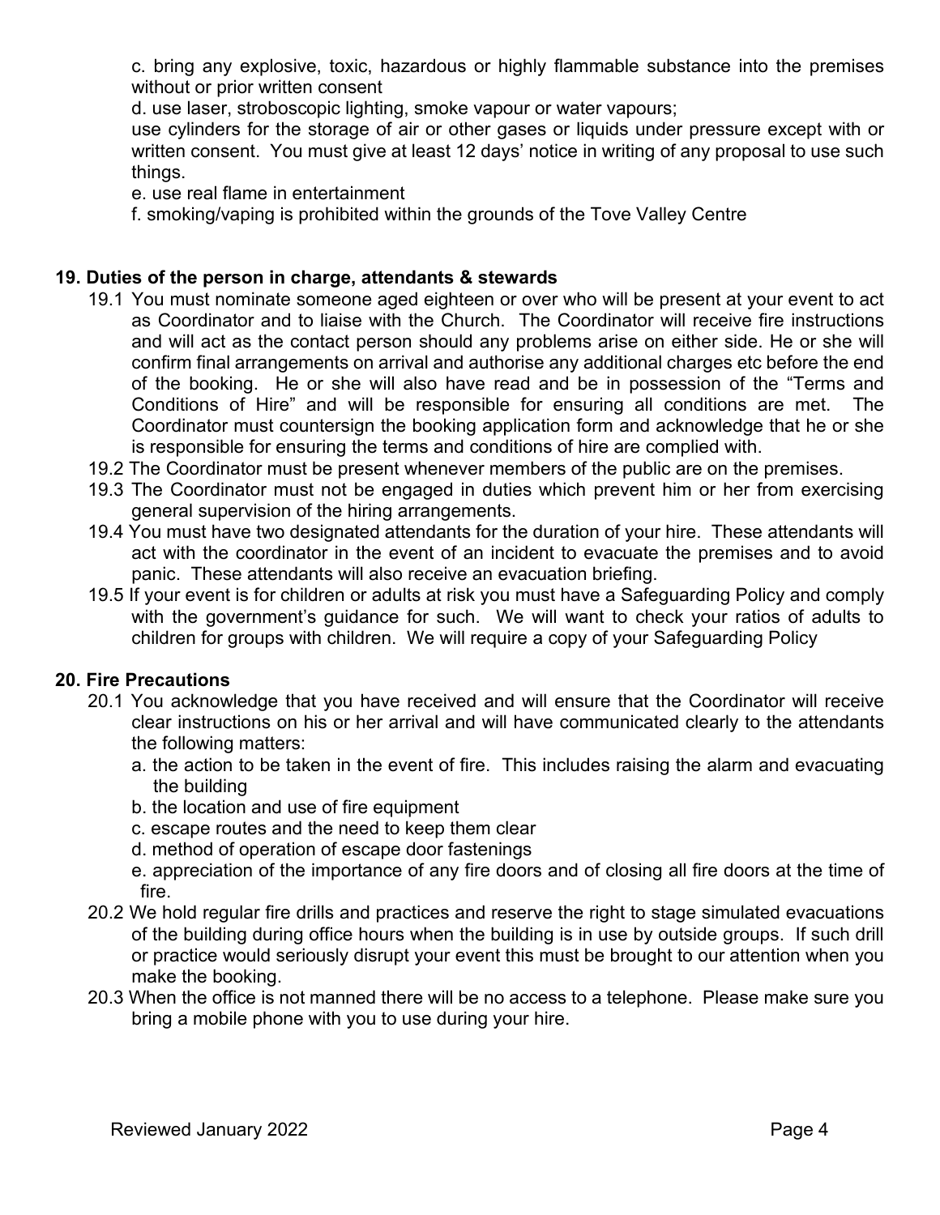c. bring any explosive, toxic, hazardous or highly flammable substance into the premises without or prior written consent

d. use laser, stroboscopic lighting, smoke vapour or water vapours;

use cylinders for the storage of air or other gases or liquids under pressure except with or written consent. You must give at least 12 days' notice in writing of any proposal to use such things.

e. use real flame in entertainment

f. smoking/vaping is prohibited within the grounds of the Tove Valley Centre

**19. Duties of the person in charge, attendants & stewards**

19.1 You must nominate someone aged eighteen or over who will be present at your event to act as Coordinator and to liaise with the Church. The Coordinator will receive fire instructions and will act as the contact person should any problems arise on either side. He or she will confirm final arrangements on arrival and authorise any additional charges etc before the end of the booking. He or she will also have read and be in possession of the "Terms and Conditions of Hire" and will be responsible for ensuring all conditions are met. The Coordinator must countersign the booking application form and acknowledge that he or she is responsible for ensuring the terms and conditions of hire are complied with.

19.2 The Coordinator must be present whenever members of the public are on the premises.

19.3 The Coordinator must not be engaged in duties which prevent him or her from exercising general supervision of the hiring arrangements.

19.4 You must have two designated attendants for the duration of your hire. These attendants will act with the coordinator in the event of an incident to evacuate the premises and to avoid panic. These attendants will also receive an evacuation briefing.

19.5 If your event is for children or adults at risk you must have a Safeguarding Policy and comply with the government's guidance for such. We will want to check your ratios of adults to children for groups with children. We will require a copy of your Safeguarding Policy

**20. Fire Precautions**

20.1 You acknowledge that you have received and will ensure that the Coordinator will receive clear instructions on his or her arrival and will have communicated clearly to the attendants the following matters:

a. the action to be taken in the event of fire. This includes raising the alarm and evacuating the building

b. the location and use of fire equipment

c. escape routes and the need to keep them clear

d. method of operation of escape door fastenings

e. appreciation of the importance of any fire doors and of closing all fire doors at the time of fire.

20.2 We hold regular fire drills and practices and reserve the right to stage simulated evacuations of the building during office hours when the building is in use by outside groups. If such drill or practice would seriously disrupt your event this must be brought to our attention when you make the booking.

20.3 When the office is not manned there will be no access to a telephone. Please make sure you bring a mobile phone with you to use during your hire.

Reviewed January 2022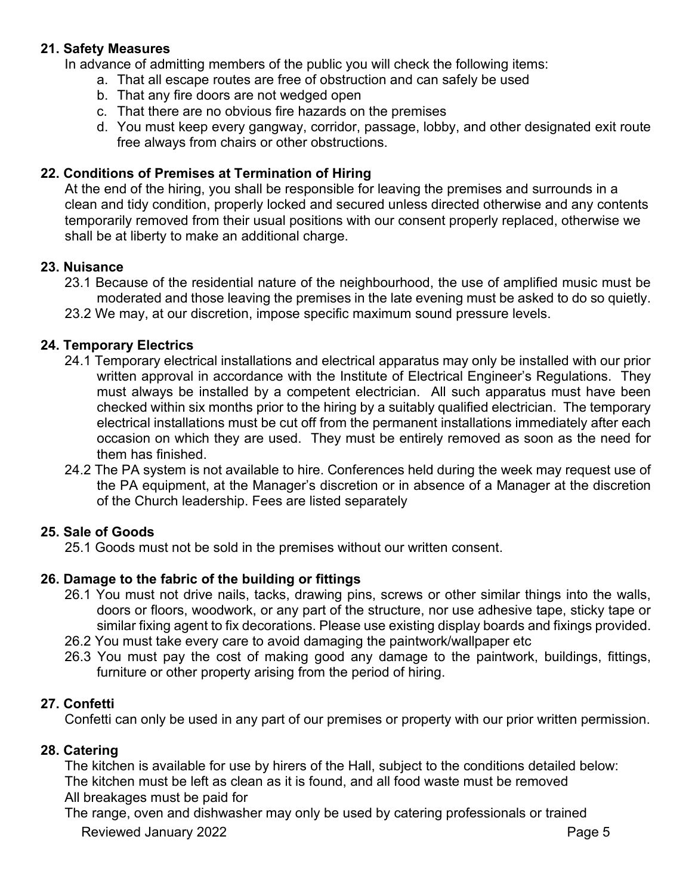## 21. Safety Measures

In advance of admitting members of the public you will check the following items:

a. That all escape routes are free of obstruction and can safely be used
b. That any fire doors are not wedged open
c. That there are no obvious fire hazards on the premises
d. You must keep every gangway, corridor, passage, lobby, and other designated exit route free always from chairs or other obstructions.

## 22. Conditions of Premises at Termination of Hiring

At the end of the hiring, you shall be responsible for leaving the premises and surrounds in a clean and tidy condition, properly locked and secured unless directed otherwise and any contents temporarily removed from their usual positions with our consent properly replaced, otherwise we shall be at liberty to make an additional charge.

## 23. Nuisance

23.1 Because of the residential nature of the neighbourhood, the use of amplified music must be moderated and those leaving the premises in the late evening must be asked to do so quietly.

23.2 We may, at our discretion, impose specific maximum sound pressure levels.

## 24. Temporary Electrics

24.1 Temporary electrical installations and electrical apparatus may only be installed with our prior written approval in accordance with the Institute of Electrical Engineer's Regulations. They must always be installed by a competent electrician. All such apparatus must have been checked within six months prior to the hiring by a suitably qualified electrician. The temporary electrical installations must be cut off from the permanent installations immediately after each occasion on which they are used. They must be entirely removed as soon as the need for them has finished.

24.2 The PA system is not available to hire. Conferences held during the week may request use of the PA equipment, at the Manager's discretion or in absence of a Manager at the discretion of the Church leadership. Fees are listed separately

## 25. Sale of Goods

25.1 Goods must not be sold in the premises without our written consent.

## 26. Damage to the fabric of the building or fittings

26.1 You must not drive nails, tacks, drawing pins, screws or other similar things into the walls, doors or floors, woodwork, or any part of the structure, nor use adhesive tape, sticky tape or similar fixing agent to fix decorations. Please use existing display boards and fixings provided.

26.2 You must take every care to avoid damaging the paintwork/wallpaper etc

26.3 You must pay the cost of making good any damage to the paintwork, buildings, fittings, furniture or other property arising from the period of hiring.

## 27. Confetti

Confetti can only be used in any part of our premises or property with our prior written permission.

## 28. Catering

The kitchen is available for use by hirers of the Hall, subject to the conditions detailed below:
The kitchen must be left as clean as it is found, and all food waste must be removed
All breakages must be paid for
The range, oven and dishwasher may only be used by catering professionals or trained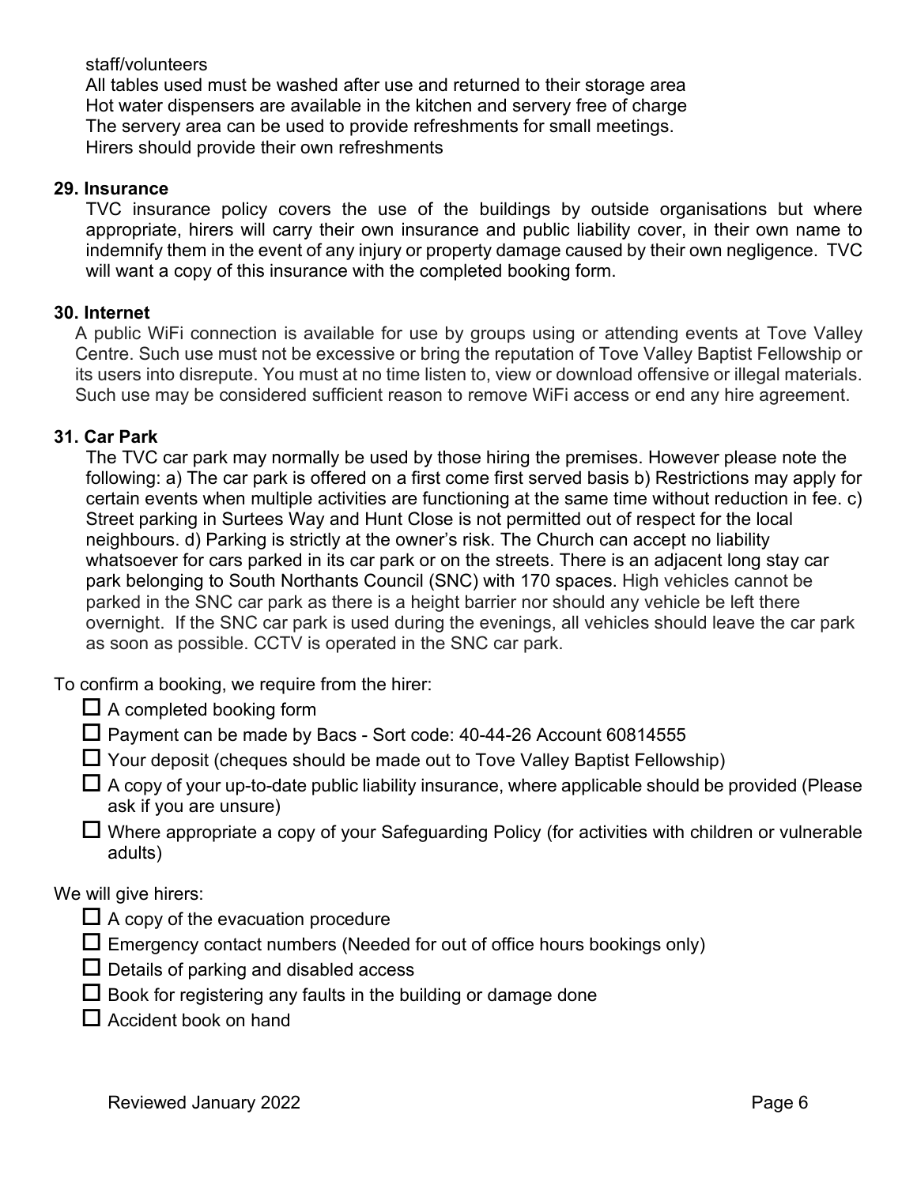staff/volunteers

All tables used must be washed after use and returned to their storage area
Hot water dispensers are available in the kitchen and servery free of charge
The servery area can be used to provide refreshments for small meetings.
Hirers should provide their own refreshments

### 29. Insurance

TVC insurance policy covers the use of the buildings by outside organisations but where appropriate, hirers will carry their own insurance and public liability cover, in their own name to indemnify them in the event of any injury or property damage caused by their own negligence. TVC will want a copy of this insurance with the completed booking form.

### 30. Internet

A public WiFi connection is available for use by groups using or attending events at Tove Valley Centre. Such use must not be excessive or bring the reputation of Tove Valley Baptist Fellowship or its users into disrepute. You must at no time listen to, view or download offensive or illegal materials. Such use may be considered sufficient reason to remove WiFi access or end any hire agreement.

### 31. Car Park

The TVC car park may normally be used by those hiring the premises. However please note the following: a) The car park is offered on a first come first served basis b) Restrictions may apply for certain events when multiple activities are functioning at the same time without reduction in fee. c) Street parking in Surtees Way and Hunt Close is not permitted out of respect for the local neighbours. d) Parking is strictly at the owner's risk. The Church can accept no liability whatsoever for cars parked in its car park or on the streets. There is an adjacent long stay car park belonging to South Northants Council (SNC) with 170 spaces. High vehicles cannot be parked in the SNC car park as there is a height barrier nor should any vehicle be left there overnight. If the SNC car park is used during the evenings, all vehicles should leave the car park as soon as possible. CCTV is operated in the SNC car park.

To confirm a booking, we require from the hirer:

- ☐ A completed booking form
- ☐ Payment can be made by Bacs - Sort code: 40-44-26 Account 60814555
- ☐ Your deposit (cheques should be made out to Tove Valley Baptist Fellowship)
- ☐ A copy of your up-to-date public liability insurance, where applicable should be provided (Please ask if you are unsure)
- ☐ Where appropriate a copy of your Safeguarding Policy (for activities with children or vulnerable adults)

We will give hirers:

- ☐ A copy of the evacuation procedure
- ☐ Emergency contact numbers (Needed for out of office hours bookings only)
- ☐ Details of parking and disabled access
- ☐ Book for registering any faults in the building or damage done
- ☐ Accident book on hand

Reviewed January 2022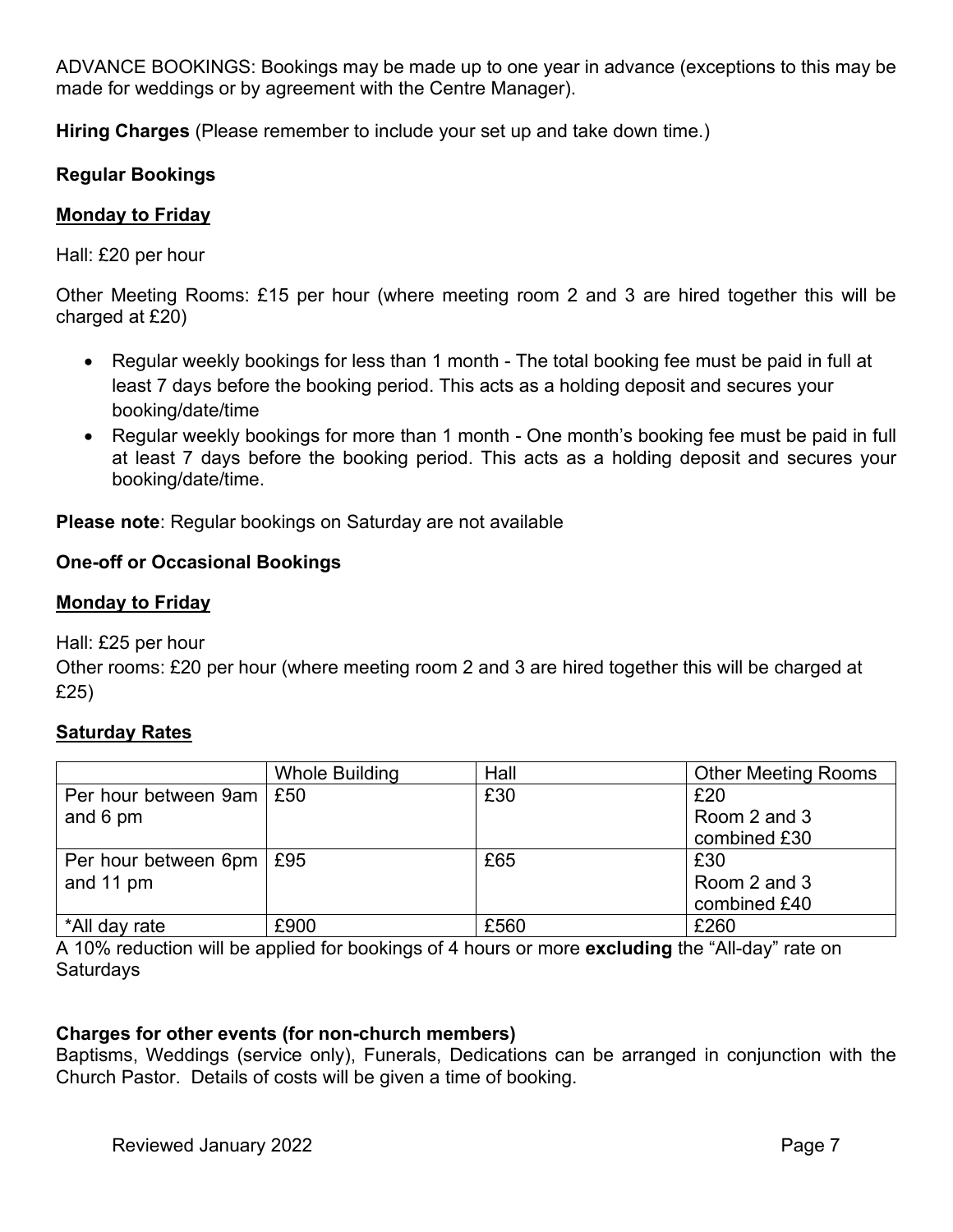ADVANCE BOOKINGS: Bookings may be made up to one year in advance (exceptions to this may be made for weddings or by agreement with the Centre Manager).

**Hiring Charges** (Please remember to include your set up and take down time.)

**Regular Bookings**

**<u>Monday to Friday</u>**

Hall: £20 per hour

Other Meeting Rooms: £15 per hour (where meeting room 2 and 3 are hired together this will be charged at £20)

- Regular weekly bookings for less than 1 month - The total booking fee must be paid in full at least 7 days before the booking period. This acts as a holding deposit and secures your booking/date/time
- Regular weekly bookings for more than 1 month - One month's booking fee must be paid in full at least 7 days before the booking period. This acts as a holding deposit and secures your booking/date/time.

**Please note**: Regular bookings on Saturday are not available

**One-off or Occasional Bookings**

**<u>Monday to Friday</u>**

Hall: £25 per hour

Other rooms: £20 per hour (where meeting room 2 and 3 are hired together this will be charged at £25)

**<u>Saturday Rates</u>**

| | Whole Building | Hall | Other Meeting Rooms |
|---|---|---|---|
| Per hour between 9am and 6 pm | £50 | £30 | £20<br>Room 2 and 3 combined £30 |
| Per hour between 6pm and 11 pm | £95 | £65 | £30<br>Room 2 and 3 combined £40 |
| *All day rate | £900 | £560 | £260 |

A 10% reduction will be applied for bookings of 4 hours or more **excluding** the "All-day" rate on Saturdays

**Charges for other events (for non-church members)**

Baptisms, Weddings (service only), Funerals, Dedications can be arranged in conjunction with the Church Pastor. Details of costs will be given a time of booking.

Reviewed January 2022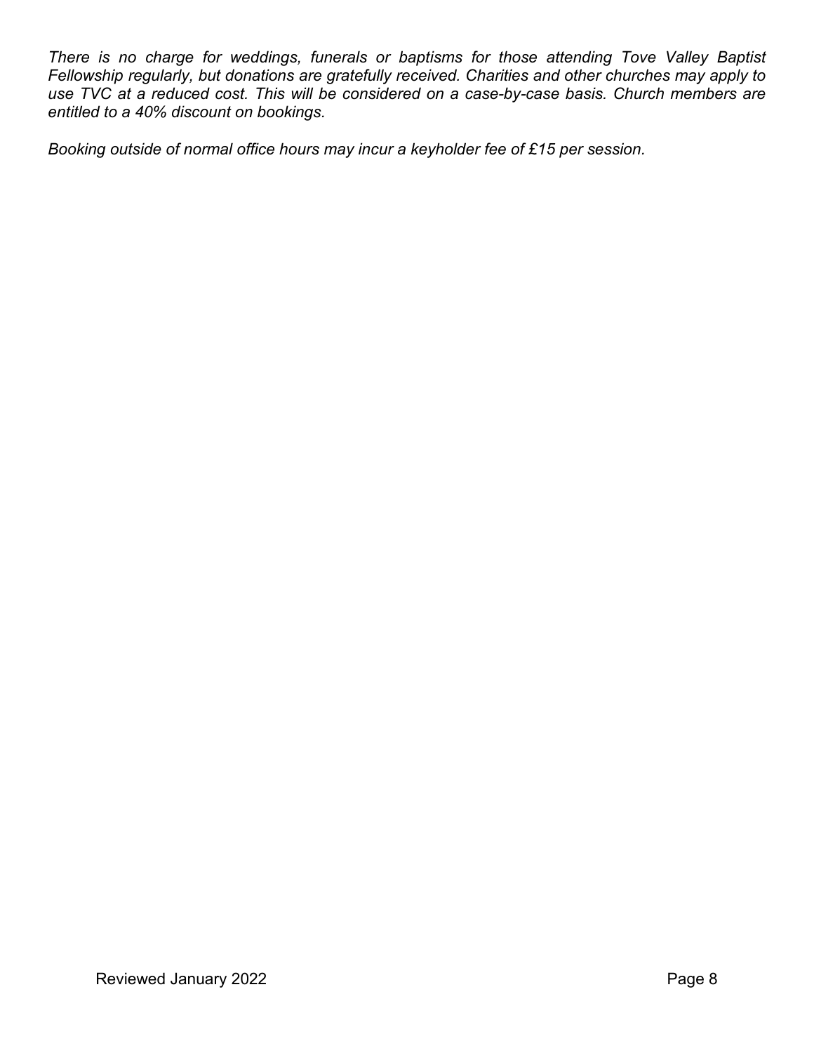*There is no charge for weddings, funerals or baptisms for those attending Tove Valley Baptist Fellowship regularly, but donations are gratefully received. Charities and other churches may apply to use TVC at a reduced cost. This will be considered on a case-by-case basis. Church members are entitled to a 40% discount on bookings.*

*Booking outside of normal office hours may incur a keyholder fee of £15 per session.*